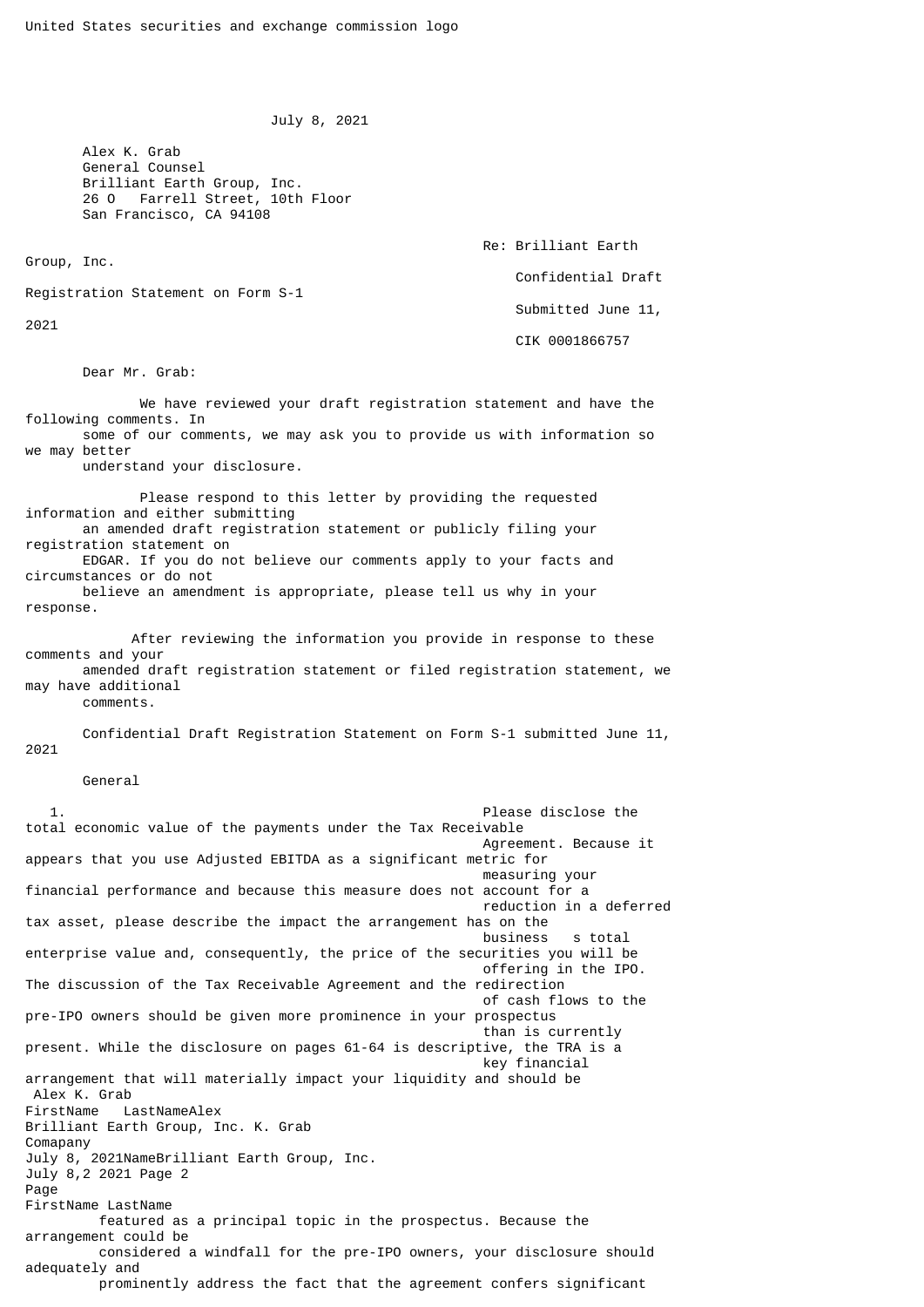United States securities and exchange commission logo

July 8, 2021

Alex K. Grab
General Counsel
Brilliant Earth Group, Inc.
26 O   Farrell Street, 10th Floor
San Francisco, CA 94108

Re: Brilliant Earth Group, Inc.
Confidential Draft Registration Statement on Form S-1
Submitted June 11, 2021
CIK 0001866757

Dear Mr. Grab:

We have reviewed your draft registration statement and have the following comments. In some of our comments, we may ask you to provide us with information so we may better understand your disclosure.

Please respond to this letter by providing the requested information and either submitting an amended draft registration statement or publicly filing your registration statement on EDGAR. If you do not believe our comments apply to your facts and circumstances or do not believe an amendment is appropriate, please tell us why in your response.

After reviewing the information you provide in response to these comments and your amended draft registration statement or filed registration statement, we may have additional comments.

Confidential Draft Registration Statement on Form S-1 submitted June 11, 2021

General

1. Please disclose the total economic value of the payments under the Tax Receivable Agreement. Because it appears that you use Adjusted EBITDA as a significant metric for measuring your financial performance and because this measure does not account for a reduction in a deferred tax asset, please describe the impact the arrangement has on the business   s total enterprise value and, consequently, the price of the securities you will be offering in the IPO. The discussion of the Tax Receivable Agreement and the redirection of cash flows to the pre-IPO owners should be given more prominence in your prospectus than is currently present. While the disclosure on pages 61-64 is descriptive, the TRA is a key financial arrangement that will materially impact your liquidity and should be featured as a principal topic in the prospectus. Because the arrangement could be considered a windfall for the pre-IPO owners, your disclosure should adequately and prominently address the fact that the agreement confers significant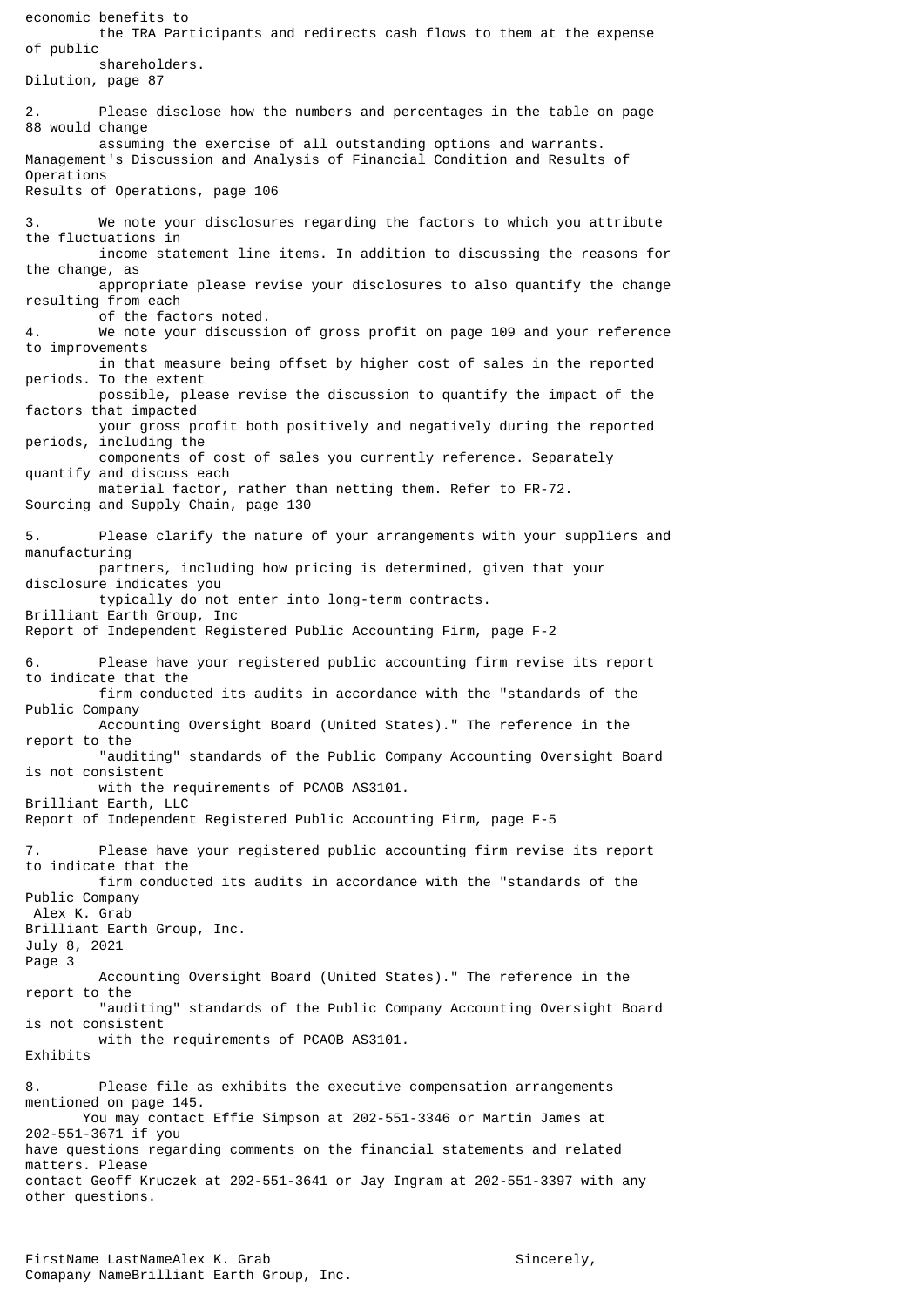economic benefits to the TRA Participants and redirects cash flows to them at the expense of public shareholders.

Dilution, page 87

2. Please disclose how the numbers and percentages in the table on page 88 would change assuming the exercise of all outstanding options and warrants.

Management's Discussion and Analysis of Financial Condition and Results of Operations
Results of Operations, page 106

3. We note your disclosures regarding the factors to which you attribute the fluctuations in income statement line items. In addition to discussing the reasons for the change, as appropriate please revise your disclosures to also quantify the change resulting from each of the factors noted.

4. We note your discussion of gross profit on page 109 and your reference to improvements in that measure being offset by higher cost of sales in the reported periods. To the extent possible, please revise the discussion to quantify the impact of the factors that impacted your gross profit both positively and negatively during the reported periods, including the components of cost of sales you currently reference. Separately quantify and discuss each material factor, rather than netting them. Refer to FR-72.

Sourcing and Supply Chain, page 130

5. Please clarify the nature of your arrangements with your suppliers and manufacturing partners, including how pricing is determined, given that your disclosure indicates you typically do not enter into long-term contracts.

Brilliant Earth Group, Inc
Report of Independent Registered Public Accounting Firm, page F-2

6. Please have your registered public accounting firm revise its report to indicate that the firm conducted its audits in accordance with the "standards of the Public Company Accounting Oversight Board (United States)." The reference in the report to the "auditing" standards of the Public Company Accounting Oversight Board is not consistent with the requirements of PCAOB AS3101.

Brilliant Earth, LLC
Report of Independent Registered Public Accounting Firm, page F-5

7. Please have your registered public accounting firm revise its report to indicate that the firm conducted its audits in accordance with the "standards of the Public Company Accounting Oversight Board (United States)." The reference in the report to the "auditing" standards of the Public Company Accounting Oversight Board is not consistent with the requirements of PCAOB AS3101.

Exhibits

8. Please file as exhibits the executive compensation arrangements mentioned on page 145.

You may contact Effie Simpson at 202-551-3346 or Martin James at 202-551-3671 if you have questions regarding comments on the financial statements and related matters. Please contact Geoff Kruczek at 202-551-3641 or Jay Ingram at 202-551-3397 with any other questions.

Sincerely,